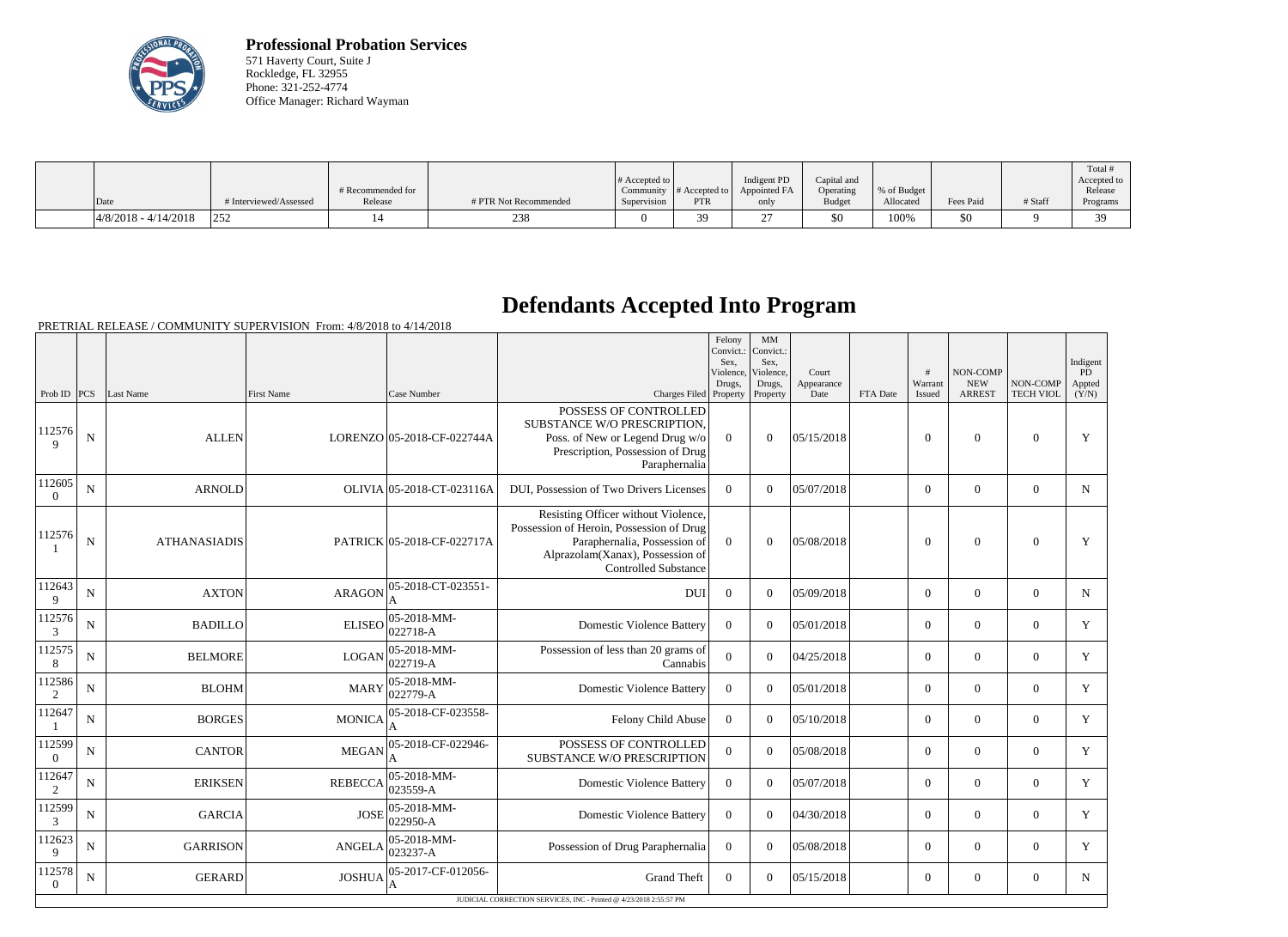**Professional Probation Services**
571 Haverty Court, Suite J
Rockledge, FL 32955
Phone: 321-252-4774
Office Manager: Richard Wayman

| Date | # Interviewed/Assessed | # Recommended for Release | # PTR Not Recommended | # Accepted to Community Supervision | # Accepted to PTR | Indigent PD Appointed FA only | Capital and Operating Budget | % of Budget Allocated | Fees Paid | # Staff | Total # Accepted to Release Programs |
|---|---|---|---|---|---|---|---|---|---|---|---|
| 4/8/2018 - 4/14/2018 | 252 | 14 | 238 | 0 | 39 | 27 | $0 | 100% | $0 | 9 | 39 |

# Defendants Accepted Into Program

PRETRIAL RELEASE / COMMUNITY SUPERVISION From: 4/8/2018 to 4/14/2018

| Prob ID | PCS | Last Name | First Name | Case Number | Charges Filed | Felony Convict.: Sex, Violence, Drugs, Property | MM Convict.: Sex, Violence, Drugs, Property | Court Appearance Date | FTA Date | # Warrant Issued | NON-COMP NEW ARREST | NON-COMP TECH VIOL | Indigent PD Appted (Y/N) |
|---|---|---|---|---|---|---|---|---|---|---|---|---|---|
| 1125769 | N | ALLEN | LORENZO | 05-2018-CF-022744A | POSSESS OF CONTROLLED SUBSTANCE W/O PRESCRIPTION, Poss. of New or Legend Drug w/o Prescription, Possession of Drug Paraphernalia | 0 | 0 | 05/15/2018 | | 0 | 0 | 0 | Y |
| 1126050 | N | ARNOLD | OLIVIA | 05-2018-CT-023116A | DUI, Possession of Two Drivers Licenses | 0 | 0 | 05/07/2018 | | 0 | 0 | 0 | N |
| 1125761 | N | ATHANASIADIS | PATRICK | 05-2018-CF-022717A | Resisting Officer without Violence, Possession of Heroin, Possession of Drug Paraphernalia, Possession of Alprazolam(Xanax), Possession of Controlled Substance | 0 | 0 | 05/08/2018 | | 0 | 0 | 0 | Y |
| 1126439 | N | AXTON | ARAGON | 05-2018-CT-023551-A | DUI | 0 | 0 | 05/09/2018 | | 0 | 0 | 0 | N |
| 1125763 | N | BADILLO | ELISEO | 05-2018-MM-022718-A | Domestic Violence Battery | 0 | 0 | 05/01/2018 | | 0 | 0 | 0 | Y |
| 1125758 | N | BELMORE | LOGAN | 05-2018-MM-022719-A | Possession of less than 20 grams of Cannabis | 0 | 0 | 04/25/2018 | | 0 | 0 | 0 | Y |
| 1125862 | N | BLOHM | MARY | 05-2018-MM-022779-A | Domestic Violence Battery | 0 | 0 | 05/01/2018 | | 0 | 0 | 0 | Y |
| 1126471 | N | BORGES | MONICA | 05-2018-CF-023558-A | Felony Child Abuse | 0 | 0 | 05/10/2018 | | 0 | 0 | 0 | Y |
| 1125990 | N | CANTOR | MEGAN | 05-2018-CF-022946-A | POSSESS OF CONTROLLED SUBSTANCE W/O PRESCRIPTION | 0 | 0 | 05/08/2018 | | 0 | 0 | 0 | Y |
| 1126472 | N | ERIKSEN | REBECCA | 05-2018-MM-023559-A | Domestic Violence Battery | 0 | 0 | 05/07/2018 | | 0 | 0 | 0 | Y |
| 1125993 | N | GARCIA | JOSE | 05-2018-MM-022950-A | Domestic Violence Battery | 0 | 0 | 04/30/2018 | | 0 | 0 | 0 | Y |
| 1126239 | N | GARRISON | ANGELA | 05-2018-MM-023237-A | Possession of Drug Paraphernalia | 0 | 0 | 05/08/2018 | | 0 | 0 | 0 | Y |
| 1125780 | N | GERARD | JOSHUA | 05-2017-CF-012056-A | Grand Theft | 0 | 0 | 05/15/2018 | | 0 | 0 | 0 | N |

JUDICIAL CORRECTION SERVICES, INC - Printed @ 4/23/2018 2:55:57 PM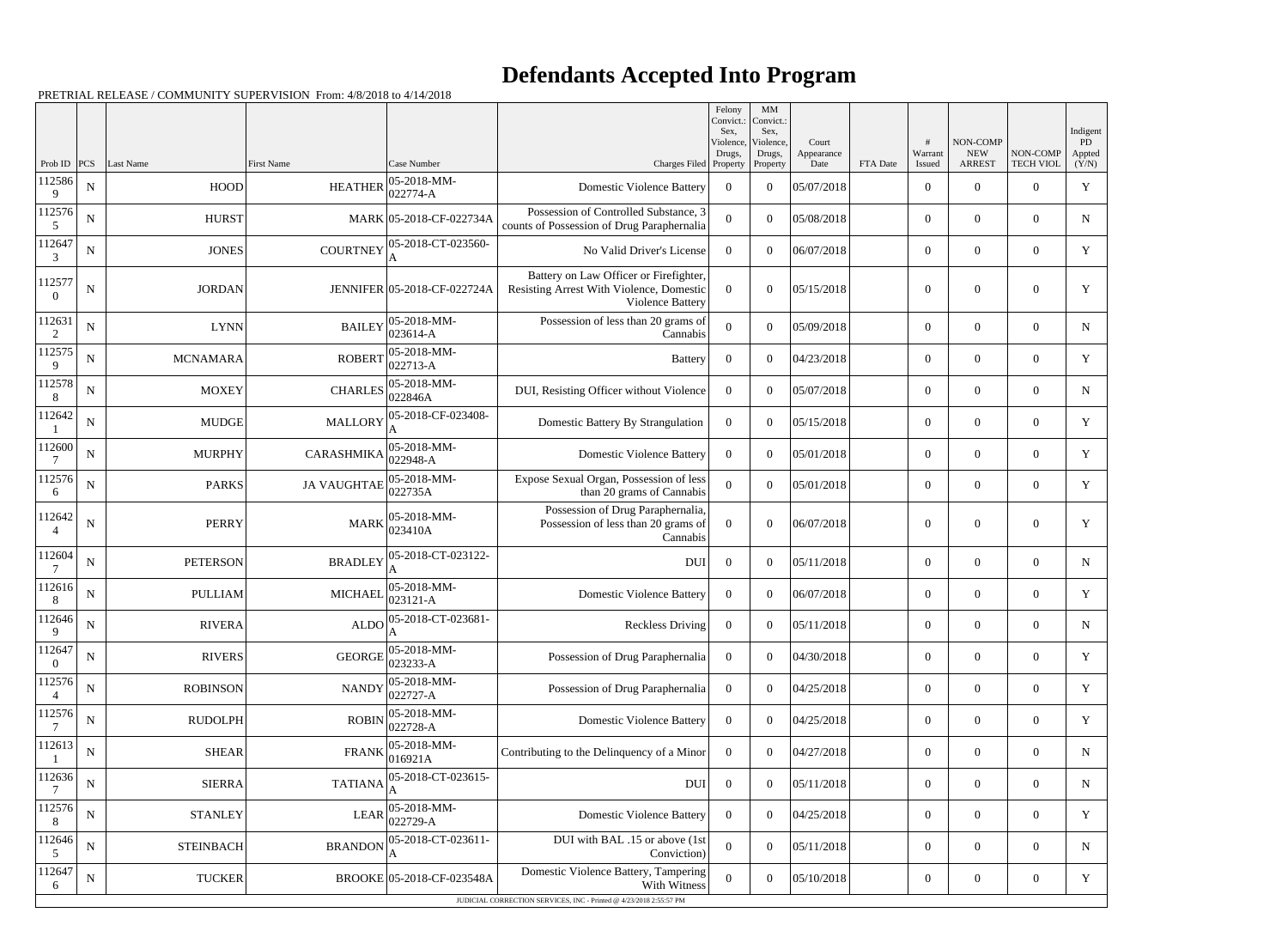# Defendants Accepted Into Program

PRETRIAL RELEASE / COMMUNITY SUPERVISION From: 4/8/2018 to 4/14/2018

| Prob ID | PCS | Last Name | First Name | Case Number | Charges Filed | Felony Convict.: Sex, Violence, Drugs, Property | MM Convict.: Sex, Violence, Drugs, Property | Court Appearance Date | FTA Date | # Warrant Issued | NON-COMP NEW ARREST | NON-COMP TECH VIOL | Indigent PD Appted (Y/N) |
|---|---|---|---|---|---|---|---|---|---|---|---|---|---|
| 1125869 | N | HOOD | HEATHER | 05-2018-MM-022774-A | Domestic Violence Battery | 0 | 0 | 05/07/2018 | | 0 | 0 | 0 | Y |
| 1125765 | N | HURST | MARK | 05-2018-CF-022734A | Possession of Controlled Substance, 3 counts of Possession of Drug Paraphernalia | 0 | 0 | 05/08/2018 | | 0 | 0 | 0 | N |
| 1126473 | N | JONES | COURTNEY | 05-2018-CT-023560-A | No Valid Driver's License | 0 | 0 | 06/07/2018 | | 0 | 0 | 0 | Y |
| 1125770 | N | JORDAN | JENNIFER | 05-2018-CF-022724A | Battery on Law Officer or Firefighter, Resisting Arrest With Violence, Domestic Violence Battery | 0 | 0 | 05/15/2018 | | 0 | 0 | 0 | Y |
| 1126312 | N | LYNN | BAILEY | 05-2018-MM-023614-A | Possession of less than 20 grams of Cannabis | 0 | 0 | 05/09/2018 | | 0 | 0 | 0 | N |
| 1125759 | N | MCNAMARA | ROBERT | 05-2018-MM-022713-A | Battery | 0 | 0 | 04/23/2018 | | 0 | 0 | 0 | Y |
| 1125788 | N | MOXEY | CHARLES | 05-2018-MM-022846A | DUI, Resisting Officer without Violence | 0 | 0 | 05/07/2018 | | 0 | 0 | 0 | N |
| 1126421 | N | MUDGE | MALLORY | 05-2018-CF-023408-A | Domestic Battery By Strangulation | 0 | 0 | 05/15/2018 | | 0 | 0 | 0 | Y |
| 1126007 | N | MURPHY | CARASHMIKA | 05-2018-MM-022948-A | Domestic Violence Battery | 0 | 0 | 05/01/2018 | | 0 | 0 | 0 | Y |
| 1125766 | N | PARKS | JA VAUGHTAE | 05-2018-MM-022735A | Expose Sexual Organ, Possession of less than 20 grams of Cannabis | 0 | 0 | 05/01/2018 | | 0 | 0 | 0 | Y |
| 1126424 | N | PERRY | MARK | 05-2018-MM-023410A | Possession of Drug Paraphernalia, Possession of less than 20 grams of Cannabis | 0 | 0 | 06/07/2018 | | 0 | 0 | 0 | Y |
| 1126047 | N | PETERSON | BRADLEY | 05-2018-CT-023122-A | DUI | 0 | 0 | 05/11/2018 | | 0 | 0 | 0 | N |
| 1126168 | N | PULLIAM | MICHAEL | 05-2018-MM-023121-A | Domestic Violence Battery | 0 | 0 | 06/07/2018 | | 0 | 0 | 0 | Y |
| 1126469 | N | RIVERA | ALDO | 05-2018-CT-023681-A | Reckless Driving | 0 | 0 | 05/11/2018 | | 0 | 0 | 0 | N |
| 1126470 | N | RIVERS | GEORGE | 05-2018-MM-023233-A | Possession of Drug Paraphernalia | 0 | 0 | 04/30/2018 | | 0 | 0 | 0 | Y |
| 1125764 | N | ROBINSON | NANDY | 05-2018-MM-022727-A | Possession of Drug Paraphernalia | 0 | 0 | 04/25/2018 | | 0 | 0 | 0 | Y |
| 1125767 | N | RUDOLPH | ROBIN | 05-2018-MM-022728-A | Domestic Violence Battery | 0 | 0 | 04/25/2018 | | 0 | 0 | 0 | Y |
| 1126131 | N | SHEAR | FRANK | 05-2018-MM-016921A | Contributing to the Delinquency of a Minor | 0 | 0 | 04/27/2018 | | 0 | 0 | 0 | N |
| 1126367 | N | SIERRA | TATIANA | 05-2018-CT-023615-A | DUI | 0 | 0 | 05/11/2018 | | 0 | 0 | 0 | N |
| 1125768 | N | STANLEY | LEAR | 05-2018-MM-022729-A | Domestic Violence Battery | 0 | 0 | 04/25/2018 | | 0 | 0 | 0 | Y |
| 1126465 | N | STEINBACH | BRANDON | 05-2018-CT-023611-A | DUI with BAL .15 or above (1st Conviction) | 0 | 0 | 05/11/2018 | | 0 | 0 | 0 | N |
| 1126476 | N | TUCKER | BROOKE | 05-2018-CF-023548A | Domestic Violence Battery, Tampering With Witness | 0 | 0 | 05/10/2018 | | 0 | 0 | 0 | Y |

JUDICIAL CORRECTION SERVICES, INC - Printed @ 4/23/2018 2:55:57 PM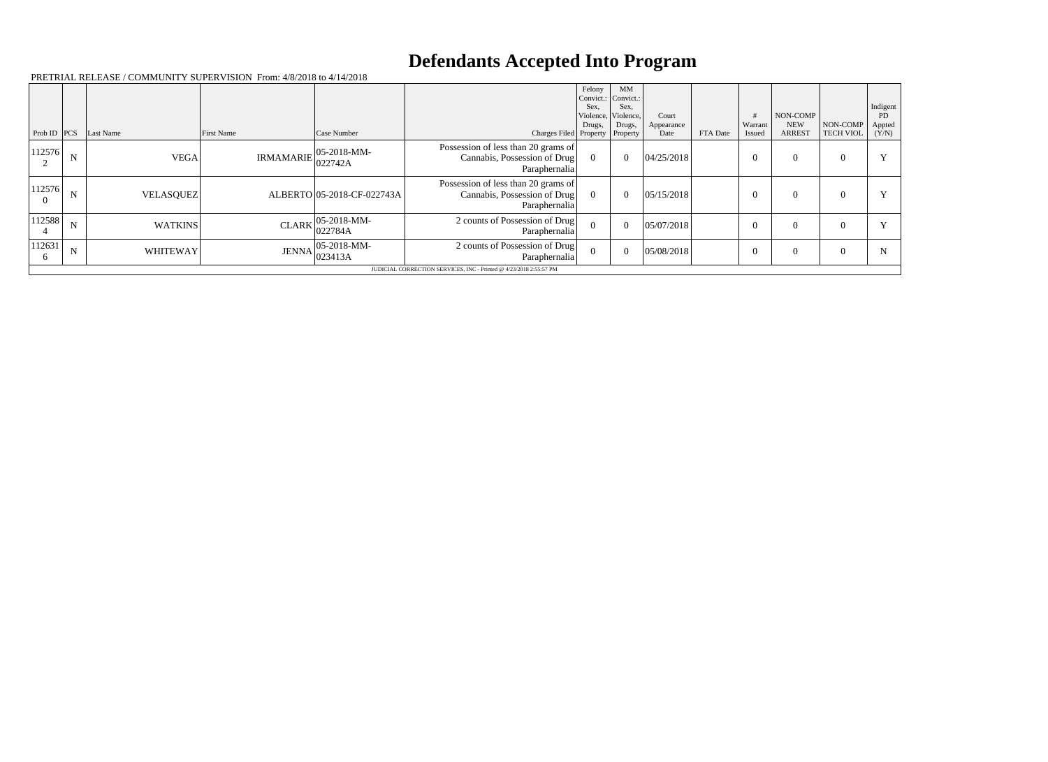# Defendants Accepted Into Program

PRETRIAL RELEASE / COMMUNITY SUPERVISION From: 4/8/2018 to 4/14/2018

| Prob ID | PCS | Last Name | First Name | Case Number | Charges Filed | Felony Convict.: Sex, Violence, Drugs, Property | MM Convict.: Sex, Violence, Drugs, Property | Court Appearance Date | FTA Date | # Warrant Issued | NON-COMP NEW ARREST | NON-COMP TECH VIOL | Indigent PD Appted (Y/N) |
|---|---|---|---|---|---|---|---|---|---|---|---|---|---|
| 1125762 | N | VEGA | IRMAMARIE | 05-2018-MM-022742A | Possession of less than 20 grams of Cannabis, Possession of Drug Paraphernalia | 0 | 0 | 04/25/2018 | | 0 | 0 | 0 | Y |
| 1125760 | N | VELASQUEZ | ALBERTO | 05-2018-CF-022743A | Possession of less than 20 grams of Cannabis, Possession of Drug Paraphernalia | 0 | 0 | 05/15/2018 | | 0 | 0 | 0 | Y |
| 1125884 | N | WATKINS | CLARK | 05-2018-MM-022784A | 2 counts of Possession of Drug Paraphernalia | 0 | 0 | 05/07/2018 | | 0 | 0 | 0 | Y |
| 1126316 | N | WHITEWAY | JENNA | 05-2018-MM-023413A | 2 counts of Possession of Drug Paraphernalia | 0 | 0 | 05/08/2018 | | 0 | 0 | 0 | N |

JUDICIAL CORRECTION SERVICES, INC - Printed @ 4/23/2018 2:55:57 PM